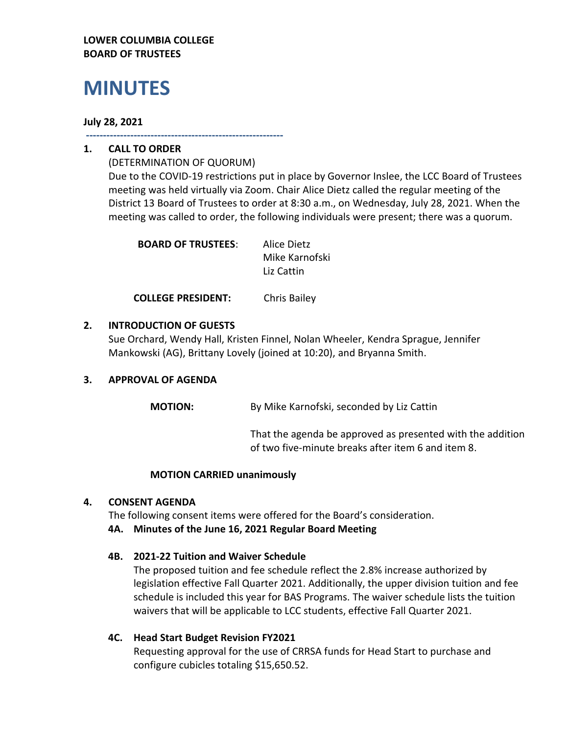**LOWER COLUMBIA COLLEGE**
**BOARD OF TRUSTEES**

# MINUTES

**July 28, 2021**

---

## 1. CALL TO ORDER

(DETERMINATION OF QUORUM)

Due to the COVID-19 restrictions put in place by Governor Inslee, the LCC Board of Trustees meeting was held virtually via Zoom. Chair Alice Dietz called the regular meeting of the District 13 Board of Trustees to order at 8:30 a.m., on Wednesday, July 28, 2021. When the meeting was called to order, the following individuals were present; there was a quorum.

**BOARD OF TRUSTEES**: Alice Dietz
Mike Karnofski
Liz Cattin

**COLLEGE PRESIDENT:** Chris Bailey

## 2. INTRODUCTION OF GUESTS

Sue Orchard, Wendy Hall, Kristen Finnel, Nolan Wheeler, Kendra Sprague, Jennifer Mankowski (AG), Brittany Lovely (joined at 10:20), and Bryanna Smith.

## 3. APPROVAL OF AGENDA

**MOTION:** By Mike Karnofski, seconded by Liz Cattin

That the agenda be approved as presented with the addition of two five-minute breaks after item 6 and item 8.

**MOTION CARRIED unanimously**

## 4. CONSENT AGENDA

The following consent items were offered for the Board's consideration.

### 4A. Minutes of the June 16, 2021 Regular Board Meeting

### 4B. 2021-22 Tuition and Waiver Schedule

The proposed tuition and fee schedule reflect the 2.8% increase authorized by legislation effective Fall Quarter 2021. Additionally, the upper division tuition and fee schedule is included this year for BAS Programs. The waiver schedule lists the tuition waivers that will be applicable to LCC students, effective Fall Quarter 2021.

### 4C. Head Start Budget Revision FY2021

Requesting approval for the use of CRRSA funds for Head Start to purchase and configure cubicles totaling $15,650.52.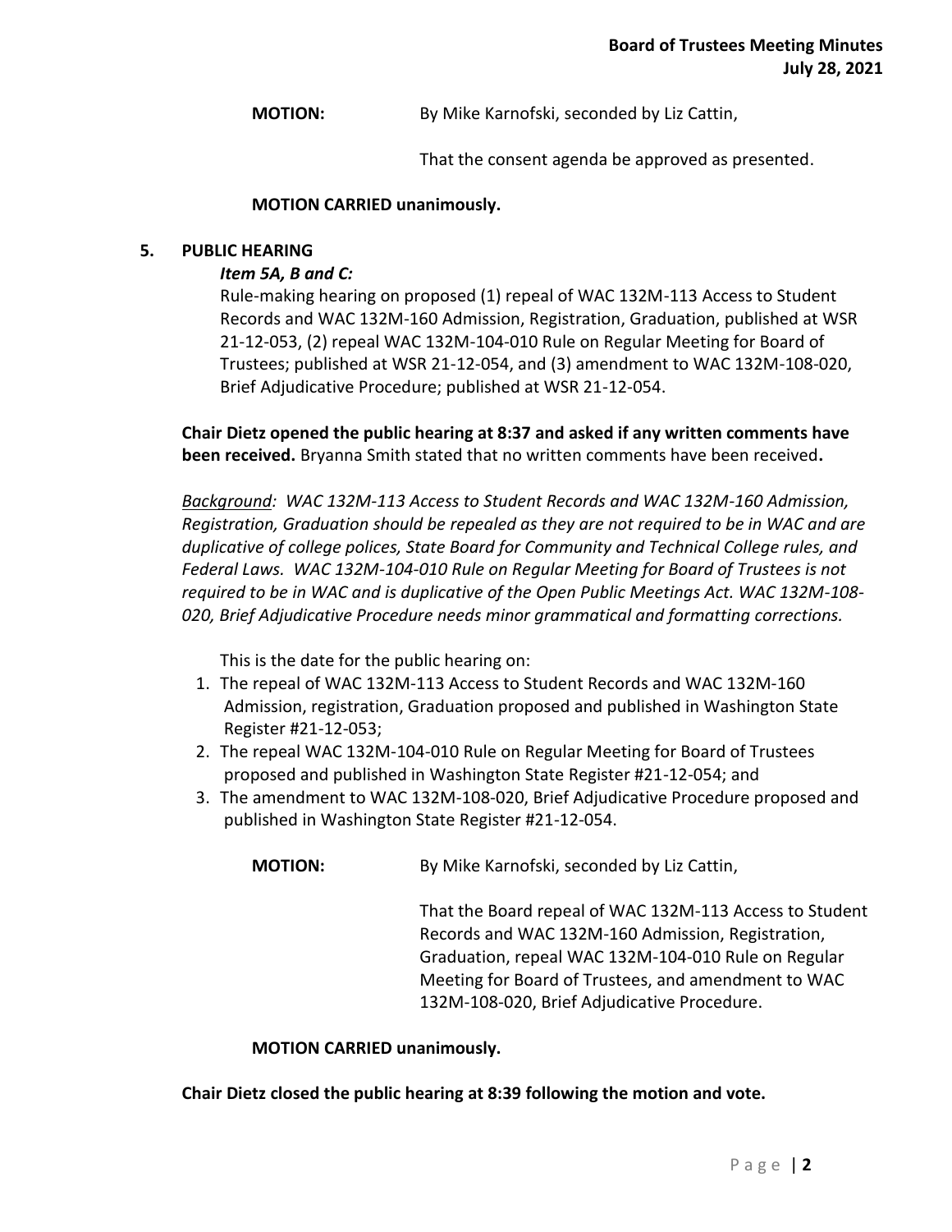**MOTION:** By Mike Karnofski, seconded by Liz Cattin,

That the consent agenda be approved as presented.

**MOTION CARRIED unanimously.**

## 5. PUBLIC HEARING

***Item 5A, B and C:***

Rule-making hearing on proposed (1) repeal of WAC 132M-113 Access to Student Records and WAC 132M-160 Admission, Registration, Graduation, published at WSR 21-12-053, (2) repeal WAC 132M-104-010 Rule on Regular Meeting for Board of Trustees; published at WSR 21-12-054, and (3) amendment to WAC 132M-108-020, Brief Adjudicative Procedure; published at WSR 21-12-054.

**Chair Dietz opened the public hearing at 8:37 and asked if any written comments have been received.** Bryanna Smith stated that no written comments have been received**.**

*<u>Background</u>: WAC 132M-113 Access to Student Records and WAC 132M-160 Admission, Registration, Graduation should be repealed as they are not required to be in WAC and are duplicative of college polices, State Board for Community and Technical College rules, and Federal Laws. WAC 132M-104-010 Rule on Regular Meeting for Board of Trustees is not required to be in WAC and is duplicative of the Open Public Meetings Act. WAC 132M-108-020, Brief Adjudicative Procedure needs minor grammatical and formatting corrections.*

This is the date for the public hearing on:

1. The repeal of WAC 132M-113 Access to Student Records and WAC 132M-160 Admission, registration, Graduation proposed and published in Washington State Register #21-12-053;
2. The repeal WAC 132M-104-010 Rule on Regular Meeting for Board of Trustees proposed and published in Washington State Register #21-12-054; and
3. The amendment to WAC 132M-108-020, Brief Adjudicative Procedure proposed and published in Washington State Register #21-12-054.

**MOTION:** By Mike Karnofski, seconded by Liz Cattin,

That the Board repeal of WAC 132M-113 Access to Student Records and WAC 132M-160 Admission, Registration, Graduation, repeal WAC 132M-104-010 Rule on Regular Meeting for Board of Trustees, and amendment to WAC 132M-108-020, Brief Adjudicative Procedure.

**MOTION CARRIED unanimously.**

**Chair Dietz closed the public hearing at 8:39 following the motion and vote.**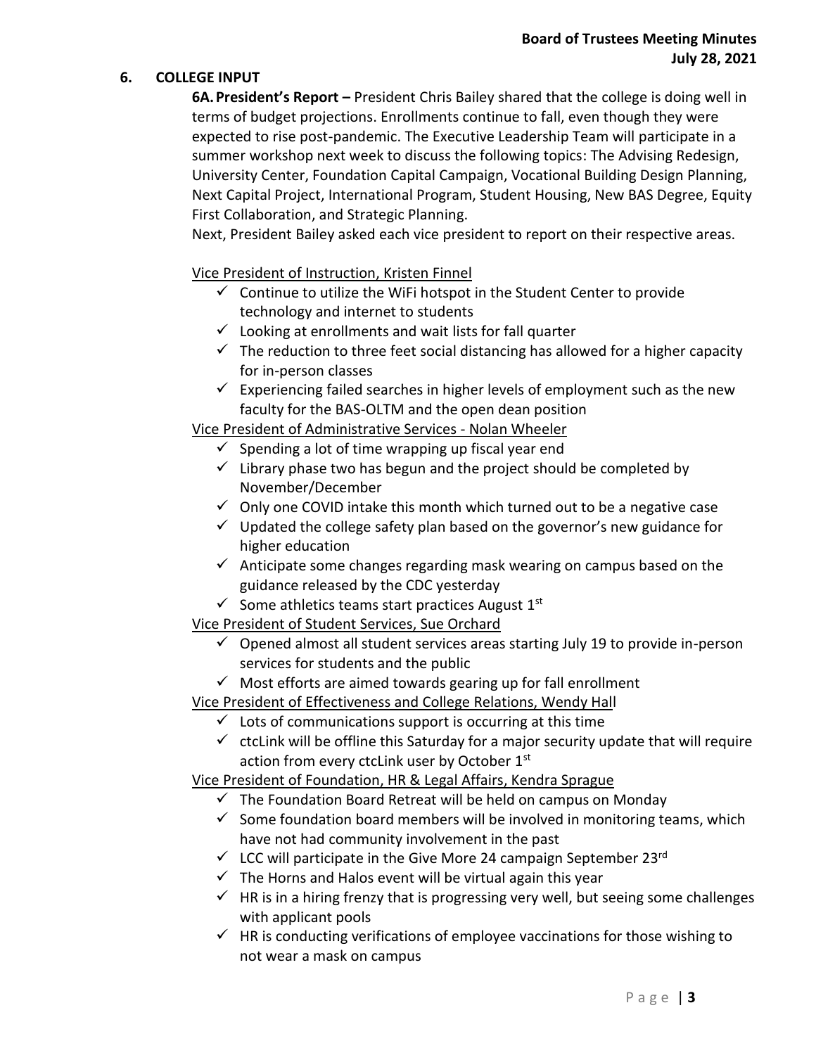## 6. COLLEGE INPUT

**6A. President's Report –** President Chris Bailey shared that the college is doing well in terms of budget projections. Enrollments continue to fall, even though they were expected to rise post-pandemic. The Executive Leadership Team will participate in a summer workshop next week to discuss the following topics: The Advising Redesign, University Center, Foundation Capital Campaign, Vocational Building Design Planning, Next Capital Project, International Program, Student Housing, New BAS Degree, Equity First Collaboration, and Strategic Planning.

Next, President Bailey asked each vice president to report on their respective areas.

Vice President of Instruction, Kristen Finnel

- ✓ Continue to utilize the WiFi hotspot in the Student Center to provide technology and internet to students
- ✓ Looking at enrollments and wait lists for fall quarter
- ✓ The reduction to three feet social distancing has allowed for a higher capacity for in-person classes
- ✓ Experiencing failed searches in higher levels of employment such as the new faculty for the BAS-OLTM and the open dean position

Vice President of Administrative Services - Nolan Wheeler

- ✓ Spending a lot of time wrapping up fiscal year end
- ✓ Library phase two has begun and the project should be completed by November/December
- ✓ Only one COVID intake this month which turned out to be a negative case
- ✓ Updated the college safety plan based on the governor's new guidance for higher education
- ✓ Anticipate some changes regarding mask wearing on campus based on the guidance released by the CDC yesterday
- ✓ Some athletics teams start practices August 1st

Vice President of Student Services, Sue Orchard

- ✓ Opened almost all student services areas starting July 19 to provide in-person services for students and the public
- ✓ Most efforts are aimed towards gearing up for fall enrollment

Vice President of Effectiveness and College Relations, Wendy Hall

- ✓ Lots of communications support is occurring at this time
- ✓ ctcLink will be offline this Saturday for a major security update that will require action from every ctcLink user by October 1st

Vice President of Foundation, HR & Legal Affairs, Kendra Sprague

- ✓ The Foundation Board Retreat will be held on campus on Monday
- ✓ Some foundation board members will be involved in monitoring teams, which have not had community involvement in the past
- ✓ LCC will participate in the Give More 24 campaign September 23rd
- ✓ The Horns and Halos event will be virtual again this year
- ✓ HR is in a hiring frenzy that is progressing very well, but seeing some challenges with applicant pools
- ✓ HR is conducting verifications of employee vaccinations for those wishing to not wear a mask on campus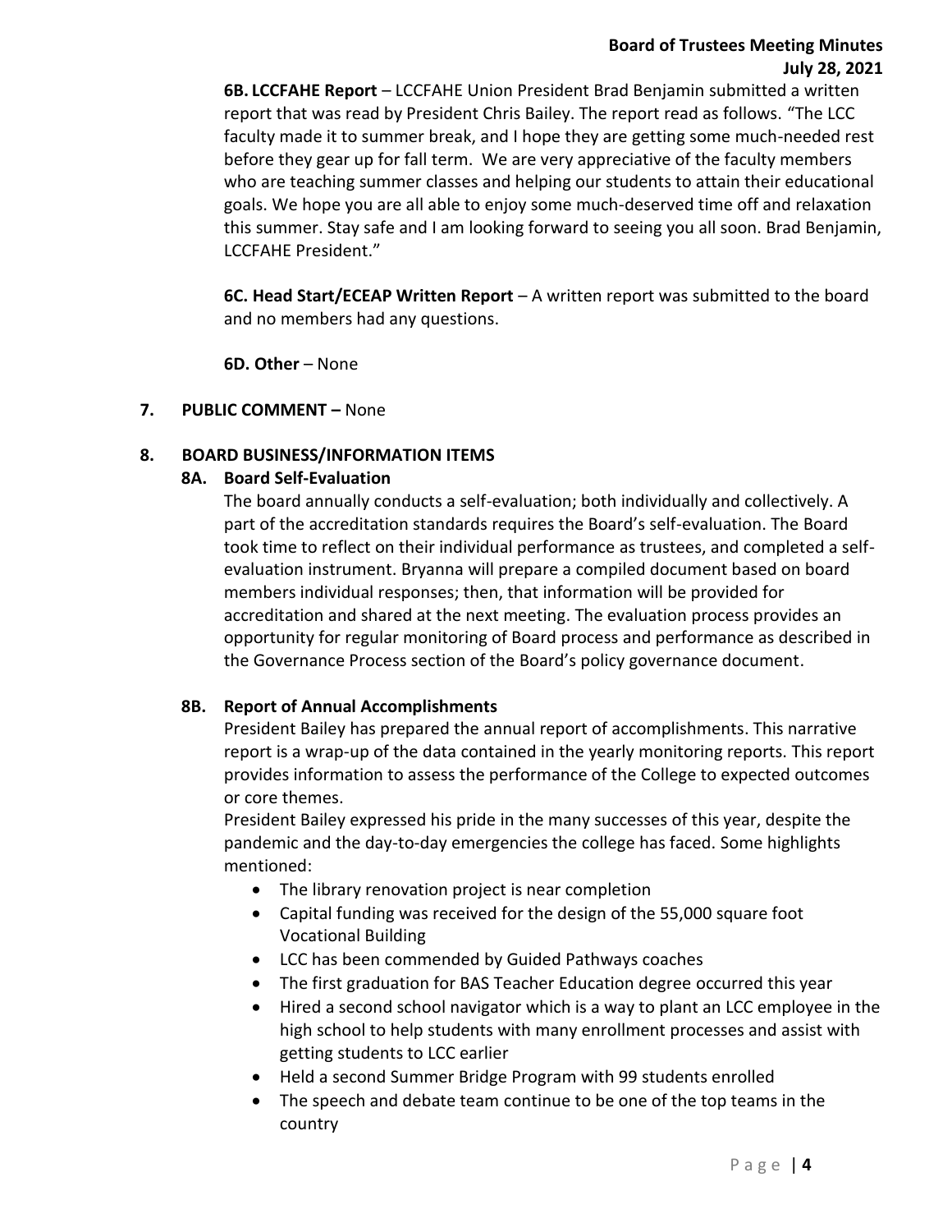**6B. LCCFAHE Report** – LCCFAHE Union President Brad Benjamin submitted a written report that was read by President Chris Bailey. The report read as follows. "The LCC faculty made it to summer break, and I hope they are getting some much-needed rest before they gear up for fall term. We are very appreciative of the faculty members who are teaching summer classes and helping our students to attain their educational goals. We hope you are all able to enjoy some much-deserved time off and relaxation this summer. Stay safe and I am looking forward to seeing you all soon. Brad Benjamin, LCCFAHE President."

**6C. Head Start/ECEAP Written Report** – A written report was submitted to the board and no members had any questions.

**6D. Other** – None

**7. PUBLIC COMMENT –** None

**8. BOARD BUSINESS/INFORMATION ITEMS**

**8A. Board Self-Evaluation**

The board annually conducts a self-evaluation; both individually and collectively. A part of the accreditation standards requires the Board's self-evaluation. The Board took time to reflect on their individual performance as trustees, and completed a self-evaluation instrument. Bryanna will prepare a compiled document based on board members individual responses; then, that information will be provided for accreditation and shared at the next meeting. The evaluation process provides an opportunity for regular monitoring of Board process and performance as described in the Governance Process section of the Board's policy governance document.

**8B. Report of Annual Accomplishments**

President Bailey has prepared the annual report of accomplishments. This narrative report is a wrap-up of the data contained in the yearly monitoring reports. This report provides information to assess the performance of the College to expected outcomes or core themes.

President Bailey expressed his pride in the many successes of this year, despite the pandemic and the day-to-day emergencies the college has faced. Some highlights mentioned:

- The library renovation project is near completion
- Capital funding was received for the design of the 55,000 square foot Vocational Building
- LCC has been commended by Guided Pathways coaches
- The first graduation for BAS Teacher Education degree occurred this year
- Hired a second school navigator which is a way to plant an LCC employee in the high school to help students with many enrollment processes and assist with getting students to LCC earlier
- Held a second Summer Bridge Program with 99 students enrolled
- The speech and debate team continue to be one of the top teams in the country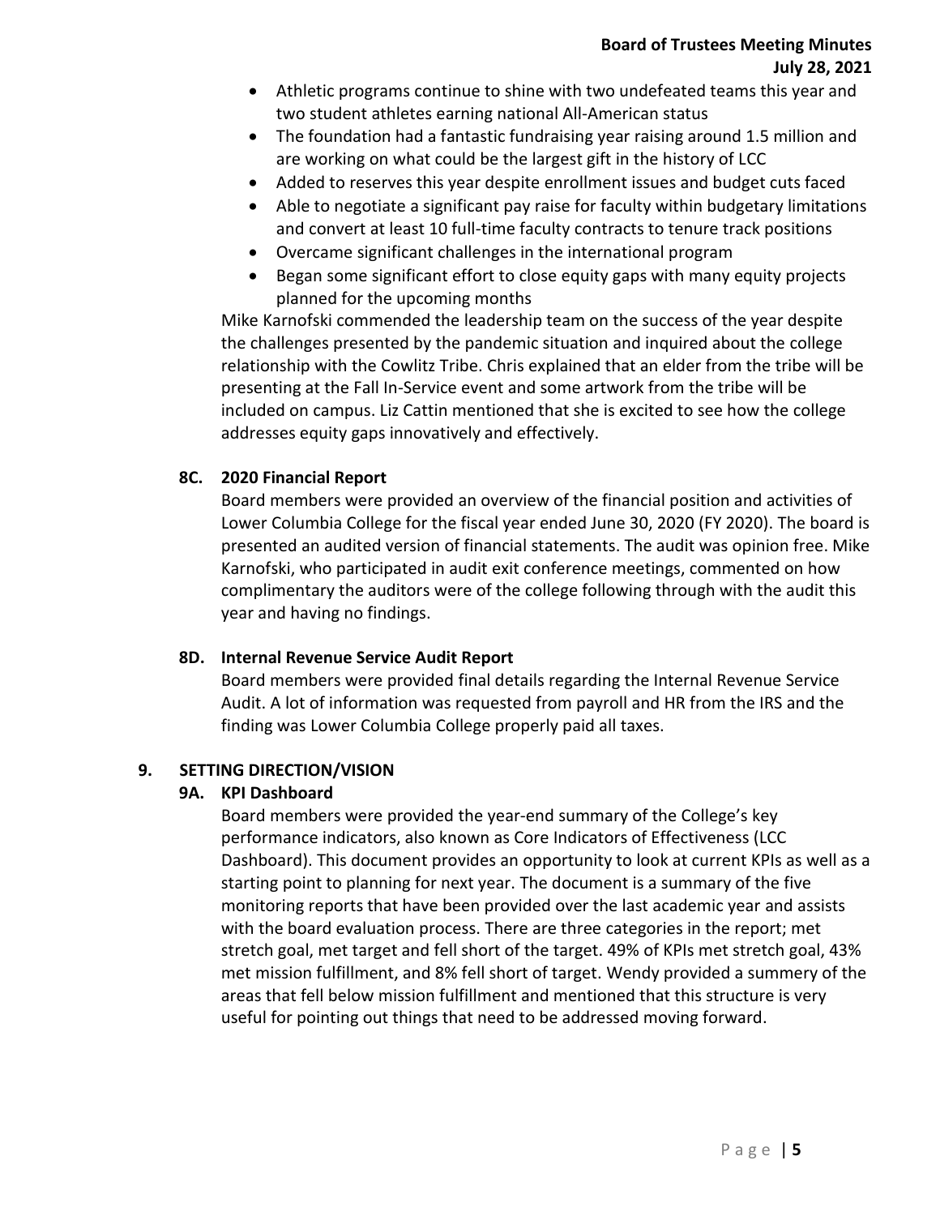- Athletic programs continue to shine with two undefeated teams this year and two student athletes earning national All-American status
- The foundation had a fantastic fundraising year raising around 1.5 million and are working on what could be the largest gift in the history of LCC
- Added to reserves this year despite enrollment issues and budget cuts faced
- Able to negotiate a significant pay raise for faculty within budgetary limitations and convert at least 10 full-time faculty contracts to tenure track positions
- Overcame significant challenges in the international program
- Began some significant effort to close equity gaps with many equity projects planned for the upcoming months

Mike Karnofski commended the leadership team on the success of the year despite the challenges presented by the pandemic situation and inquired about the college relationship with the Cowlitz Tribe. Chris explained that an elder from the tribe will be presenting at the Fall In-Service event and some artwork from the tribe will be included on campus. Liz Cattin mentioned that she is excited to see how the college addresses equity gaps innovatively and effectively.

### 8C. 2020 Financial Report

Board members were provided an overview of the financial position and activities of Lower Columbia College for the fiscal year ended June 30, 2020 (FY 2020). The board is presented an audited version of financial statements. The audit was opinion free. Mike Karnofski, who participated in audit exit conference meetings, commented on how complimentary the auditors were of the college following through with the audit this year and having no findings.

### 8D. Internal Revenue Service Audit Report

Board members were provided final details regarding the Internal Revenue Service Audit. A lot of information was requested from payroll and HR from the IRS and the finding was Lower Columbia College properly paid all taxes.

## 9. SETTING DIRECTION/VISION

### 9A. KPI Dashboard

Board members were provided the year-end summary of the College's key performance indicators, also known as Core Indicators of Effectiveness (LCC Dashboard). This document provides an opportunity to look at current KPIs as well as a starting point to planning for next year. The document is a summary of the five monitoring reports that have been provided over the last academic year and assists with the board evaluation process. There are three categories in the report; met stretch goal, met target and fell short of the target. 49% of KPIs met stretch goal, 43% met mission fulfillment, and 8% fell short of target. Wendy provided a summery of the areas that fell below mission fulfillment and mentioned that this structure is very useful for pointing out things that need to be addressed moving forward.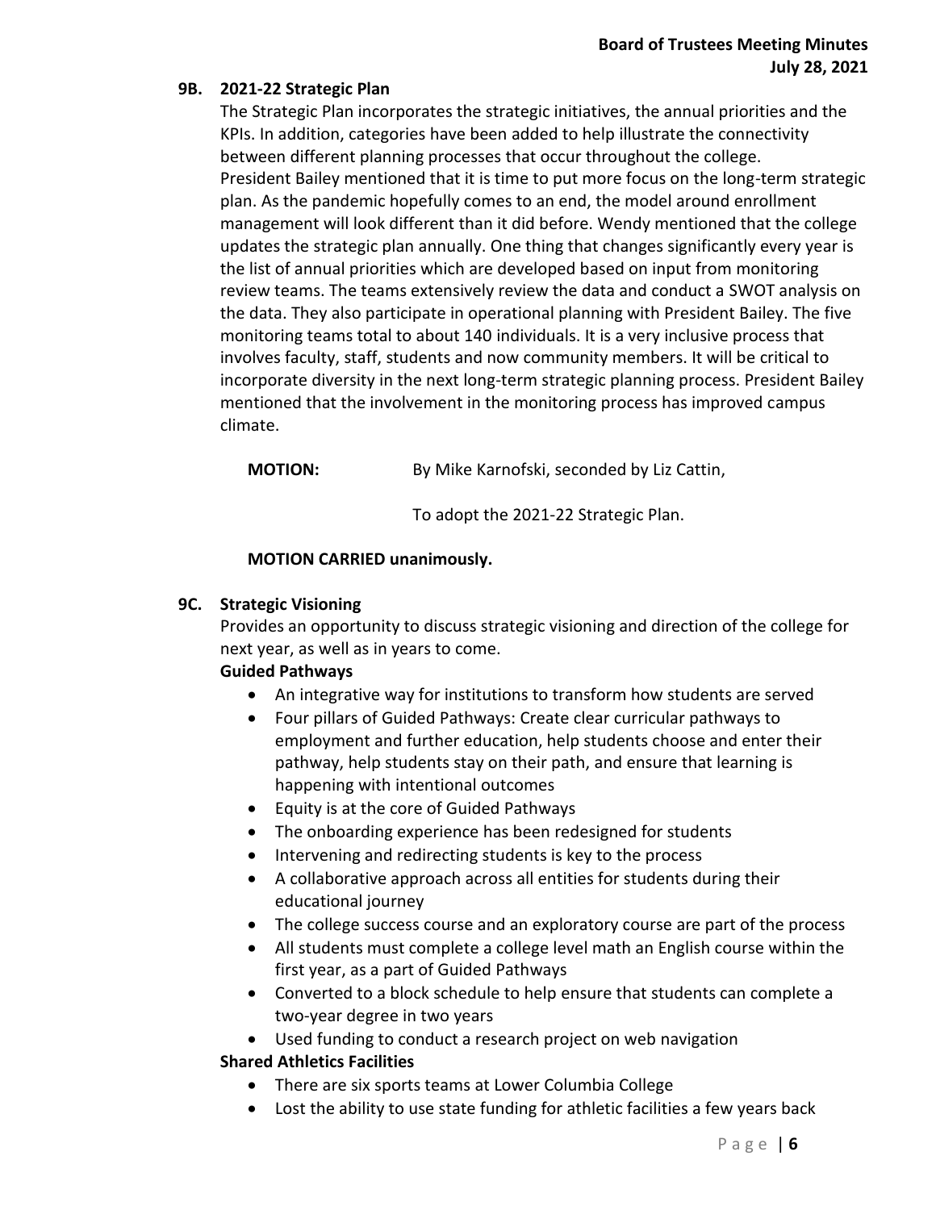### 9B. 2021-22 Strategic Plan

The Strategic Plan incorporates the strategic initiatives, the annual priorities and the KPIs. In addition, categories have been added to help illustrate the connectivity between different planning processes that occur throughout the college. President Bailey mentioned that it is time to put more focus on the long-term strategic plan. As the pandemic hopefully comes to an end, the model around enrollment management will look different than it did before. Wendy mentioned that the college updates the strategic plan annually. One thing that changes significantly every year is the list of annual priorities which are developed based on input from monitoring review teams. The teams extensively review the data and conduct a SWOT analysis on the data. They also participate in operational planning with President Bailey. The five monitoring teams total to about 140 individuals. It is a very inclusive process that involves faculty, staff, students and now community members. It will be critical to incorporate diversity in the next long-term strategic planning process. President Bailey mentioned that the involvement in the monitoring process has improved campus climate.

**MOTION:** By Mike Karnofski, seconded by Liz Cattin,

To adopt the 2021-22 Strategic Plan.

**MOTION CARRIED unanimously.**

### 9C. Strategic Visioning

Provides an opportunity to discuss strategic visioning and direction of the college for next year, as well as in years to come.

**Guided Pathways**

- An integrative way for institutions to transform how students are served
- Four pillars of Guided Pathways: Create clear curricular pathways to employment and further education, help students choose and enter their pathway, help students stay on their path, and ensure that learning is happening with intentional outcomes
- Equity is at the core of Guided Pathways
- The onboarding experience has been redesigned for students
- Intervening and redirecting students is key to the process
- A collaborative approach across all entities for students during their educational journey
- The college success course and an exploratory course are part of the process
- All students must complete a college level math an English course within the first year, as a part of Guided Pathways
- Converted to a block schedule to help ensure that students can complete a two-year degree in two years
- Used funding to conduct a research project on web navigation

**Shared Athletics Facilities**

- There are six sports teams at Lower Columbia College
- Lost the ability to use state funding for athletic facilities a few years back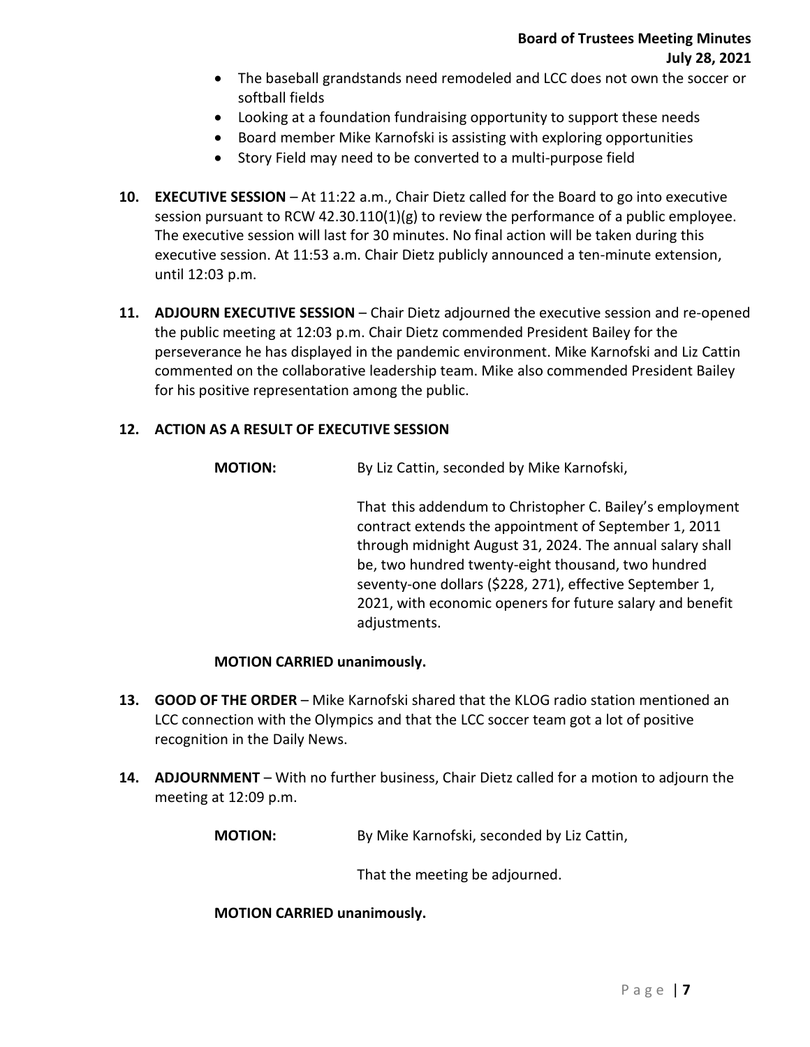- The baseball grandstands need remodeled and LCC does not own the soccer or softball fields
- Looking at a foundation fundraising opportunity to support these needs
- Board member Mike Karnofski is assisting with exploring opportunities
- Story Field may need to be converted to a multi-purpose field

10. **EXECUTIVE SESSION** – At 11:22 a.m., Chair Dietz called for the Board to go into executive session pursuant to RCW 42.30.110(1)(g) to review the performance of a public employee. The executive session will last for 30 minutes. No final action will be taken during this executive session. At 11:53 a.m. Chair Dietz publicly announced a ten-minute extension, until 12:03 p.m.

11. **ADJOURN EXECUTIVE SESSION** – Chair Dietz adjourned the executive session and re-opened the public meeting at 12:03 p.m. Chair Dietz commended President Bailey for the perseverance he has displayed in the pandemic environment. Mike Karnofski and Liz Cattin commented on the collaborative leadership team. Mike also commended President Bailey for his positive representation among the public.

12. **ACTION AS A RESULT OF EXECUTIVE SESSION**

**MOTION:** By Liz Cattin, seconded by Mike Karnofski,

That this addendum to Christopher C. Bailey's employment contract extends the appointment of September 1, 2011 through midnight August 31, 2024. The annual salary shall be, two hundred twenty-eight thousand, two hundred seventy-one dollars ($228, 271), effective September 1, 2021, with economic openers for future salary and benefit adjustments.

**MOTION CARRIED unanimously.**

13. **GOOD OF THE ORDER** – Mike Karnofski shared that the KLOG radio station mentioned an LCC connection with the Olympics and that the LCC soccer team got a lot of positive recognition in the Daily News.

14. **ADJOURNMENT** – With no further business, Chair Dietz called for a motion to adjourn the meeting at 12:09 p.m.

**MOTION:** By Mike Karnofski, seconded by Liz Cattin,

That the meeting be adjourned.

**MOTION CARRIED unanimously.**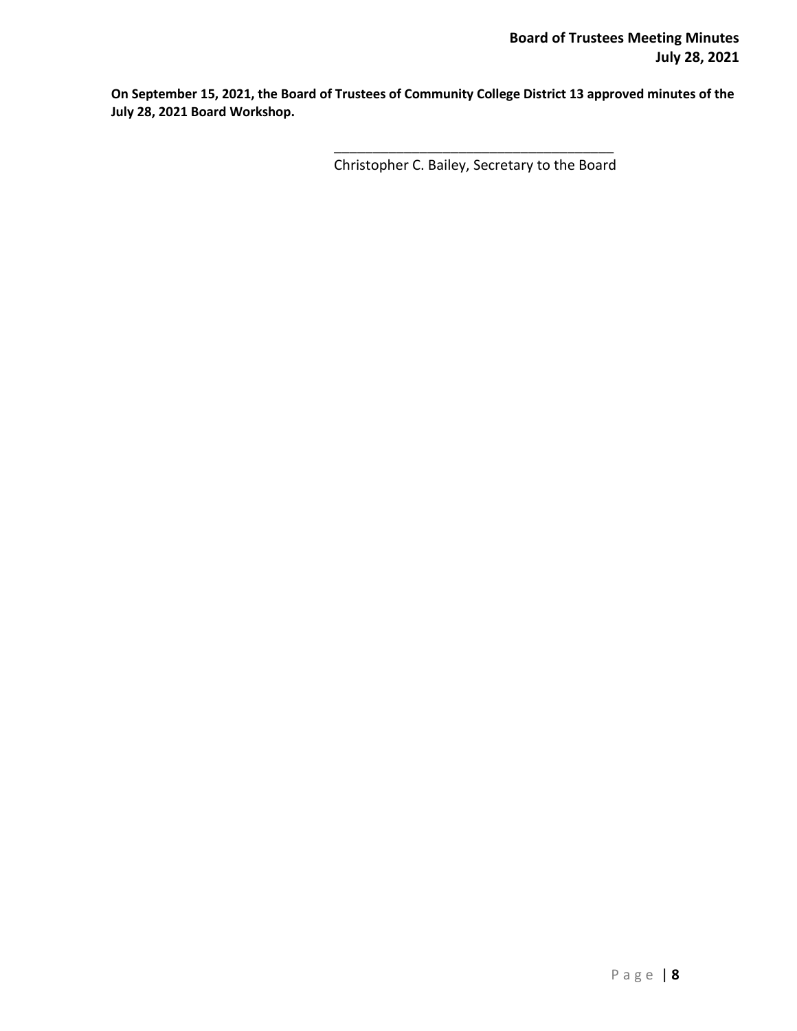**On September 15, 2021, the Board of Trustees of Community College District 13 approved minutes of the July 28, 2021 Board Workshop.**

\_\_\_\_\_\_\_\_\_\_\_\_\_\_\_\_\_\_\_\_\_\_\_\_\_\_\_\_\_\_\_\_\_\_\_\_\_\_

Christopher C. Bailey, Secretary to the Board